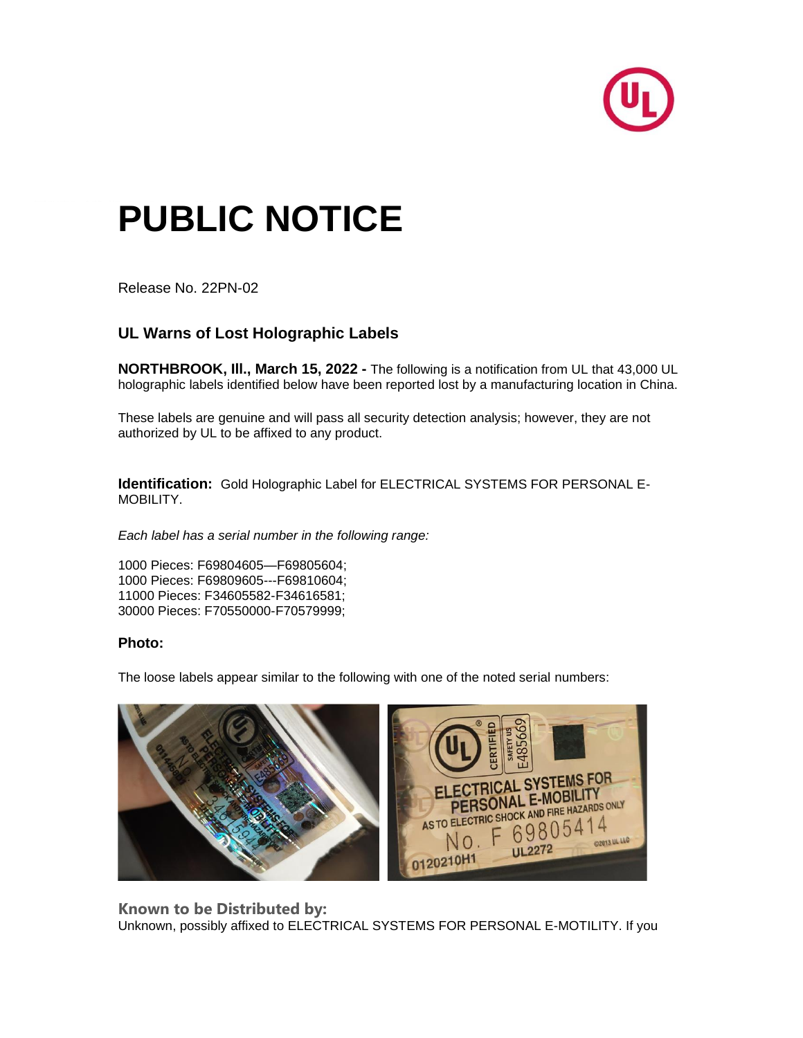# PUBLIC NOTICE

Release No. 22PN-02

## UL Warns of Lost Holographic Labels

**NORTHBROOK, Ill., March 15, 2022 -** The following is a notification from UL that 43,000 UL holographic labels identified below have been reported lost by a manufacturing location in China.

These labels are genuine and will pass all security detection analysis; however, they are not authorized by UL to be affixed to any product.

**Identification:** Gold Holographic Label for ELECTRICAL SYSTEMS FOR PERSONAL E-MOBILITY.

*Each label has a serial number in the following range:*

1000 Pieces: F69804605—F69805604;
1000 Pieces: F69809605---F69810604;
11000 Pieces: F34605582-F34616581;
30000 Pieces: F70550000-F70579999;

**Photo:**

The loose labels appear similar to the following with one of the noted serial numbers:

**Known to be Distributed by:**
Unknown, possibly affixed to ELECTRICAL SYSTEMS FOR PERSONAL E-MOTILITY. If you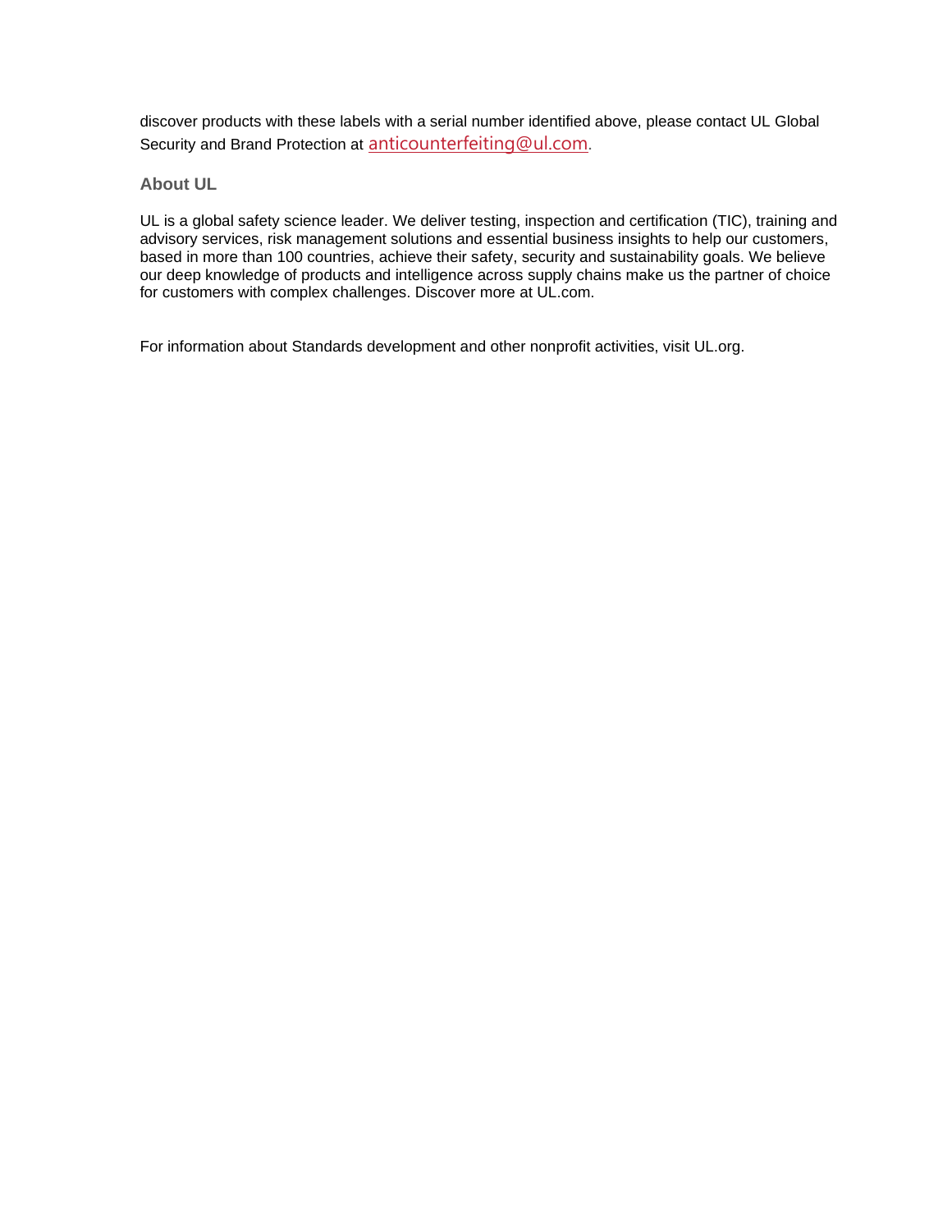discover products with these labels with a serial number identified above, please contact UL Global Security and Brand Protection at anticounterfeiting@ul.com.

## About UL

UL is a global safety science leader. We deliver testing, inspection and certification (TIC), training and advisory services, risk management solutions and essential business insights to help our customers, based in more than 100 countries, achieve their safety, security and sustainability goals. We believe our deep knowledge of products and intelligence across supply chains make us the partner of choice for customers with complex challenges. Discover more at UL.com.

For information about Standards development and other nonprofit activities, visit UL.org.